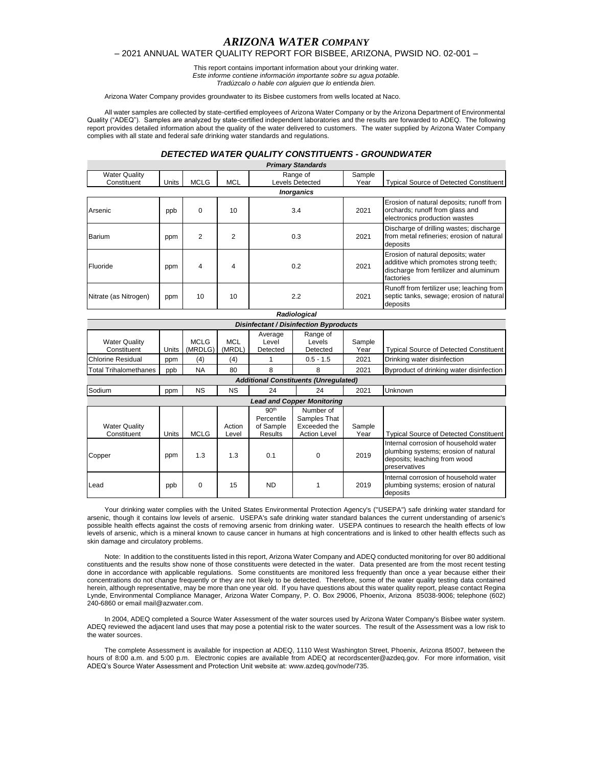# *ARIZONA WATER COMPANY*

## – 2021 ANNUAL WATER QUALITY REPORT FOR BISBEE, ARIZONA, PWSID NO. 02-001 –

This report contains important information about your drinking water.
*Este informe contiene información importante sobre su agua potable.*
*Tradúzcalo o hable con alguien que lo entienda bien.*

Arizona Water Company provides groundwater to its Bisbee customers from wells located at Naco.

All water samples are collected by state-certified employees of Arizona Water Company or by the Arizona Department of Environmental Quality ("ADEQ"). Samples are analyzed by state-certified independent laboratories and the results are forwarded to ADEQ. The following report provides detailed information about the quality of the water delivered to customers. The water supplied by Arizona Water Company complies with all state and federal safe drinking water standards and regulations.

### *DETECTED WATER QUALITY CONSTITUENTS - GROUNDWATER*

| ***Primary Standards*** | | | | | | | |
|---|---|---|---|---|---|---|---|
| Water Quality Constituent | Units | MCLG | MCL | Range of Levels Detected | | Sample Year | Typical Source of Detected Constituent |
| ***Inorganics*** | | | | | | | |
| Arsenic | ppb | 0 | 10 | 3.4 | | 2021 | Erosion of natural deposits; runoff from orchards; runoff from glass and electronics production wastes |
| Barium | ppm | 2 | 2 | 0.3 | | 2021 | Discharge of drilling wastes; discharge from metal refineries; erosion of natural deposits |
| Fluoride | ppm | 4 | 4 | 0.2 | | 2021 | Erosion of natural deposits; water additive which promotes strong teeth; discharge from fertilizer and aluminum factories |
| Nitrate (as Nitrogen) | ppm | 10 | 10 | 2.2 | | 2021 | Runoff from fertilizer use; leaching from septic tanks, sewage; erosion of natural deposits |
| ***Radiological*** | | | | | | | |
| ***Disinfectant / Disinfection Byproducts*** | | | | | | | |
| Water Quality Constituent | Units | MCLG (MRDLG) | MCL (MRDL) | Average Level Detected | Range of Levels Detected | Sample Year | Typical Source of Detected Constituent |
| Chlorine Residual | ppm | (4) | (4) | 1 | 0.5 - 1.5 | 2021 | Drinking water disinfection |
| Total Trihalomethanes | ppb | NA | 80 | 8 | 8 | 2021 | Byproduct of drinking water disinfection |
| ***Additional Constituents (Unregulated)*** | | | | | | | |
| Sodium | ppm | NS | NS | 24 | 24 | 2021 | Unknown |
| ***Lead and Copper Monitoring*** | | | | | | | |
| Water Quality Constituent | Units | MCLG | Action Level | 90th Percentile of Sample Results | Number of Samples That Exceeded the Action Level | Sample Year | Typical Source of Detected Constituent |
| Copper | ppm | 1.3 | 1.3 | 0.1 | 0 | 2019 | Internal corrosion of household water plumbing systems; erosion of natural deposits; leaching from wood preservatives |
| Lead | ppb | 0 | 15 | ND | 1 | 2019 | Internal corrosion of household water plumbing systems; erosion of natural deposits |

Your drinking water complies with the United States Environmental Protection Agency's ("USEPA") safe drinking water standard for arsenic, though it contains low levels of arsenic. USEPA's safe drinking water standard balances the current understanding of arsenic's possible health effects against the costs of removing arsenic from drinking water. USEPA continues to research the health effects of low levels of arsenic, which is a mineral known to cause cancer in humans at high concentrations and is linked to other health effects such as skin damage and circulatory problems.

Note: In addition to the constituents listed in this report, Arizona Water Company and ADEQ conducted monitoring for over 80 additional constituents and the results show none of those constituents were detected in the water. Data presented are from the most recent testing done in accordance with applicable regulations. Some constituents are monitored less frequently than once a year because either their concentrations do not change frequently or they are not likely to be detected. Therefore, some of the water quality testing data contained herein, although representative, may be more than one year old. If you have questions about this water quality report, please contact Regina Lynde, Environmental Compliance Manager, Arizona Water Company, P. O. Box 29006, Phoenix, Arizona 85038-9006; telephone (602) 240-6860 or email mail@azwater.com.

In 2004, ADEQ completed a Source Water Assessment of the water sources used by Arizona Water Company's Bisbee water system. ADEQ reviewed the adjacent land uses that may pose a potential risk to the water sources. The result of the Assessment was a low risk to the water sources.

The complete Assessment is available for inspection at ADEQ, 1110 West Washington Street, Phoenix, Arizona 85007, between the hours of 8:00 a.m. and 5:00 p.m. Electronic copies are available from ADEQ at recordscenter@azdeq.gov. For more information, visit ADEQ's Source Water Assessment and Protection Unit website at: www.azdeq.gov/node/735.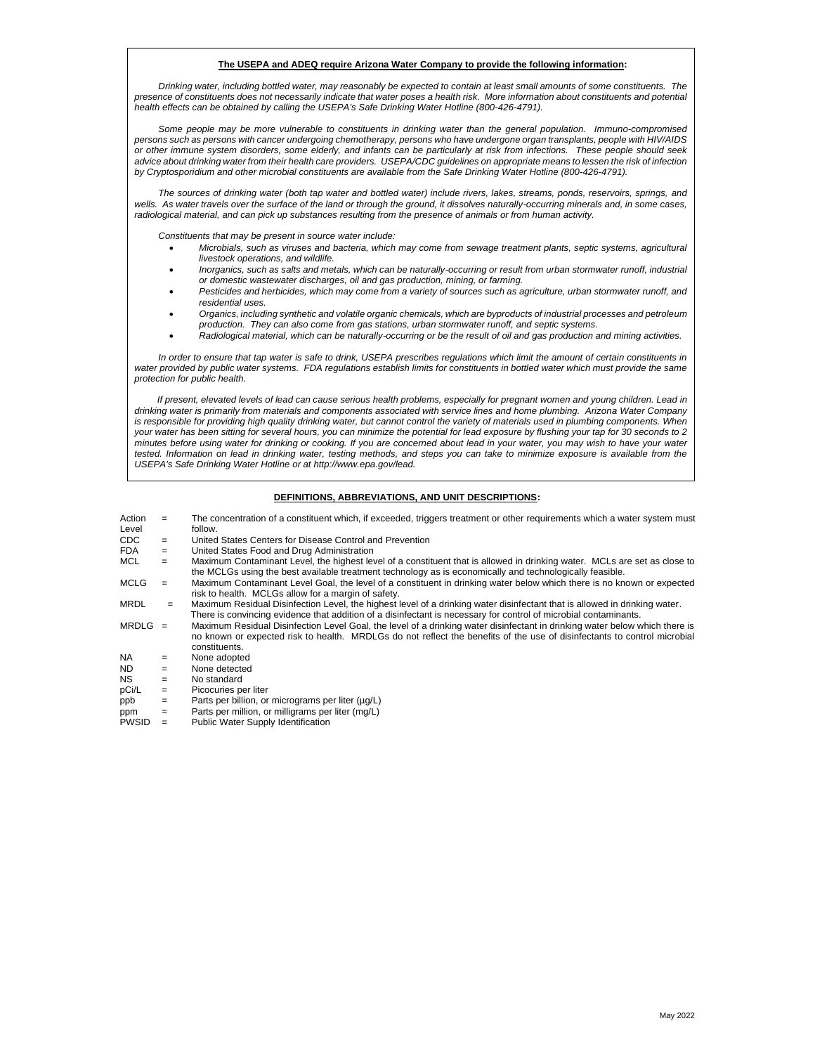**The USEPA and ADEQ require Arizona Water Company to provide the following information:**

*Drinking water, including bottled water, may reasonably be expected to contain at least small amounts of some constituents. The presence of constituents does not necessarily indicate that water poses a health risk. More information about constituents and potential health effects can be obtained by calling the USEPA's Safe Drinking Water Hotline (800-426-4791).*

*Some people may be more vulnerable to constituents in drinking water than the general population. Immuno-compromised persons such as persons with cancer undergoing chemotherapy, persons who have undergone organ transplants, people with HIV/AIDS or other immune system disorders, some elderly, and infants can be particularly at risk from infections. These people should seek advice about drinking water from their health care providers. USEPA/CDC guidelines on appropriate means to lessen the risk of infection by Cryptosporidium and other microbial constituents are available from the Safe Drinking Water Hotline (800-426-4791).*

*The sources of drinking water (both tap water and bottled water) include rivers, lakes, streams, ponds, reservoirs, springs, and wells. As water travels over the surface of the land or through the ground, it dissolves naturally-occurring minerals and, in some cases, radiological material, and can pick up substances resulting from the presence of animals or from human activity.*

*Constituents that may be present in source water include:*

- *Microbials, such as viruses and bacteria, which may come from sewage treatment plants, septic systems, agricultural livestock operations, and wildlife.*
- *Inorganics, such as salts and metals, which can be naturally-occurring or result from urban stormwater runoff, industrial or domestic wastewater discharges, oil and gas production, mining, or farming.*
- *Pesticides and herbicides, which may come from a variety of sources such as agriculture, urban stormwater runoff, and residential uses.*
- *Organics, including synthetic and volatile organic chemicals, which are byproducts of industrial processes and petroleum production. They can also come from gas stations, urban stormwater runoff, and septic systems.*
- *Radiological material, which can be naturally-occurring or be the result of oil and gas production and mining activities.*

*In order to ensure that tap water is safe to drink, USEPA prescribes regulations which limit the amount of certain constituents in water provided by public water systems. FDA regulations establish limits for constituents in bottled water which must provide the same protection for public health.*

*If present, elevated levels of lead can cause serious health problems, especially for pregnant women and young children. Lead in drinking water is primarily from materials and components associated with service lines and home plumbing. Arizona Water Company is responsible for providing high quality drinking water, but cannot control the variety of materials used in plumbing components. When your water has been sitting for several hours, you can minimize the potential for lead exposure by flushing your tap for 30 seconds to 2 minutes before using water for drinking or cooking. If you are concerned about lead in your water, you may wish to have your water tested. Information on lead in drinking water, testing methods, and steps you can take to minimize exposure is available from the USEPA's Safe Drinking Water Hotline or at http://www.epa.gov/lead.*

**DEFINITIONS, ABBREVIATIONS, AND UNIT DESCRIPTIONS:**

| | | |
|---|---|---|
| Action Level | = | The concentration of a constituent which, if exceeded, triggers treatment or other requirements which a water system must follow. |
| CDC | = | United States Centers for Disease Control and Prevention |
| FDA | = | United States Food and Drug Administration |
| MCL | = | Maximum Contaminant Level, the highest level of a constituent that is allowed in drinking water. MCLs are set as close to the MCLGs using the best available treatment technology as is economically and technologically feasible. |
| MCLG | = | Maximum Contaminant Level Goal, the level of a constituent in drinking water below which there is no known or expected risk to health. MCLGs allow for a margin of safety. |
| MRDL | = | Maximum Residual Disinfection Level, the highest level of a drinking water disinfectant that is allowed in drinking water. There is convincing evidence that addition of a disinfectant is necessary for control of microbial contaminants. |
| MRDLG | = | Maximum Residual Disinfection Level Goal, the level of a drinking water disinfectant in drinking water below which there is no known or expected risk to health. MRDLGs do not reflect the benefits of the use of disinfectants to control microbial constituents. |
| NA | = | None adopted |
| ND | = | None detected |
| NS | = | No standard |
| pCi/L | = | Picocuries per liter |
| ppb | = | Parts per billion, or micrograms per liter (µg/L) |
| ppm | = | Parts per million, or milligrams per liter (mg/L) |
| PWSID | = | Public Water Supply Identification |

May 2022